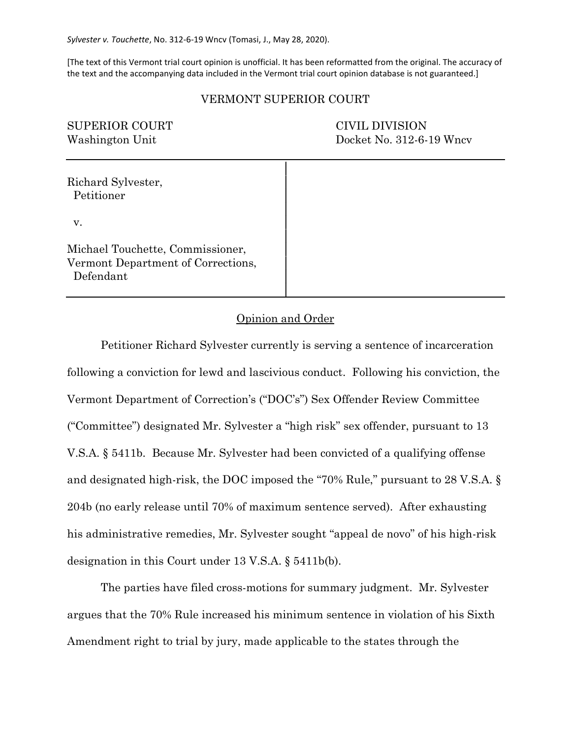*Sylvester v. Touchette*, No. 312-6-19 Wncv (Tomasi, J., May 28, 2020).

[The text of this Vermont trial court opinion is unofficial. It has been reformatted from the original. The accuracy of the text and the accompanying data included in the Vermont trial court opinion database is not guaranteed.]

VERMONT SUPERIOR COURT

| SUPERIOR COURT<br>Washington Unit | CIVIL DIVISION<br>Docket No. 312-6-19 Wncv |
|---|---|

| | |
|---|---|
| Richard Sylvester,<br>Petitioner<br><br>v.<br><br>Michael Touchette, Commissioner,<br>Vermont Department of Corrections,<br>Defendant | |

<u>Opinion and Order</u>

Petitioner Richard Sylvester currently is serving a sentence of incarceration following a conviction for lewd and lascivious conduct. Following his conviction, the Vermont Department of Correction's ("DOC's") Sex Offender Review Committee ("Committee") designated Mr. Sylvester a "high risk" sex offender, pursuant to 13 V.S.A. § 5411b. Because Mr. Sylvester had been convicted of a qualifying offense and designated high-risk, the DOC imposed the "70% Rule," pursuant to 28 V.S.A. § 204b (no early release until 70% of maximum sentence served). After exhausting his administrative remedies, Mr. Sylvester sought "appeal de novo" of his high-risk designation in this Court under 13 V.S.A. § 5411b(b).

The parties have filed cross-motions for summary judgment. Mr. Sylvester argues that the 70% Rule increased his minimum sentence in violation of his Sixth Amendment right to trial by jury, made applicable to the states through the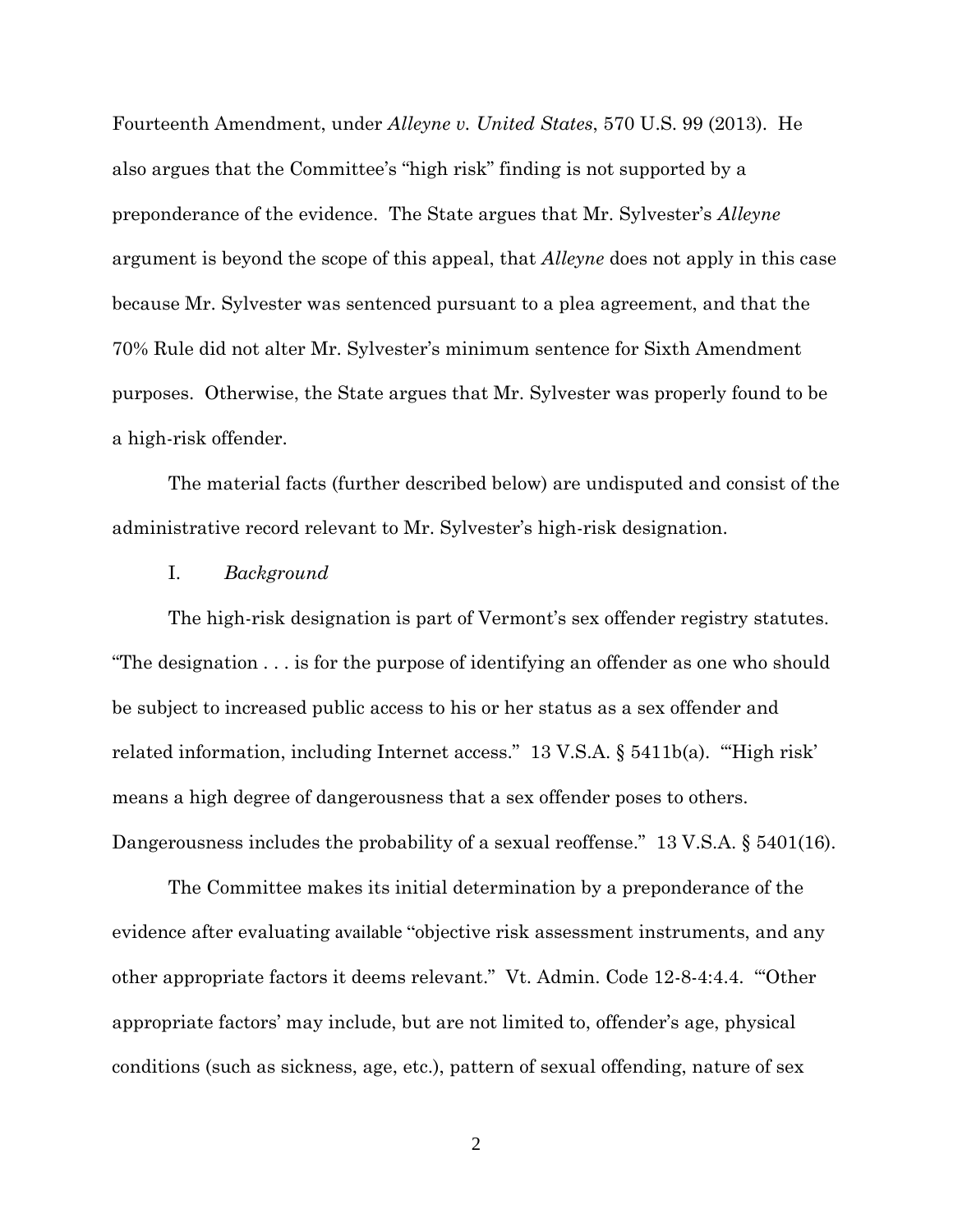Fourteenth Amendment, under *Alleyne v. United States*, 570 U.S. 99 (2013). He also argues that the Committee's "high risk" finding is not supported by a preponderance of the evidence. The State argues that Mr. Sylvester's *Alleyne* argument is beyond the scope of this appeal, that *Alleyne* does not apply in this case because Mr. Sylvester was sentenced pursuant to a plea agreement, and that the 70% Rule did not alter Mr. Sylvester's minimum sentence for Sixth Amendment purposes. Otherwise, the State argues that Mr. Sylvester was properly found to be a high-risk offender.

The material facts (further described below) are undisputed and consist of the administrative record relevant to Mr. Sylvester's high-risk designation.

## I. *Background*

The high-risk designation is part of Vermont's sex offender registry statutes. "The designation . . . is for the purpose of identifying an offender as one who should be subject to increased public access to his or her status as a sex offender and related information, including Internet access." 13 V.S.A. § 5411b(a). "'High risk' means a high degree of dangerousness that a sex offender poses to others. Dangerousness includes the probability of a sexual reoffense." 13 V.S.A. § 5401(16).

The Committee makes its initial determination by a preponderance of the evidence after evaluating available "objective risk assessment instruments, and any other appropriate factors it deems relevant." Vt. Admin. Code 12-8-4:4.4. "'Other appropriate factors' may include, but are not limited to, offender's age, physical conditions (such as sickness, age, etc.), pattern of sexual offending, nature of sex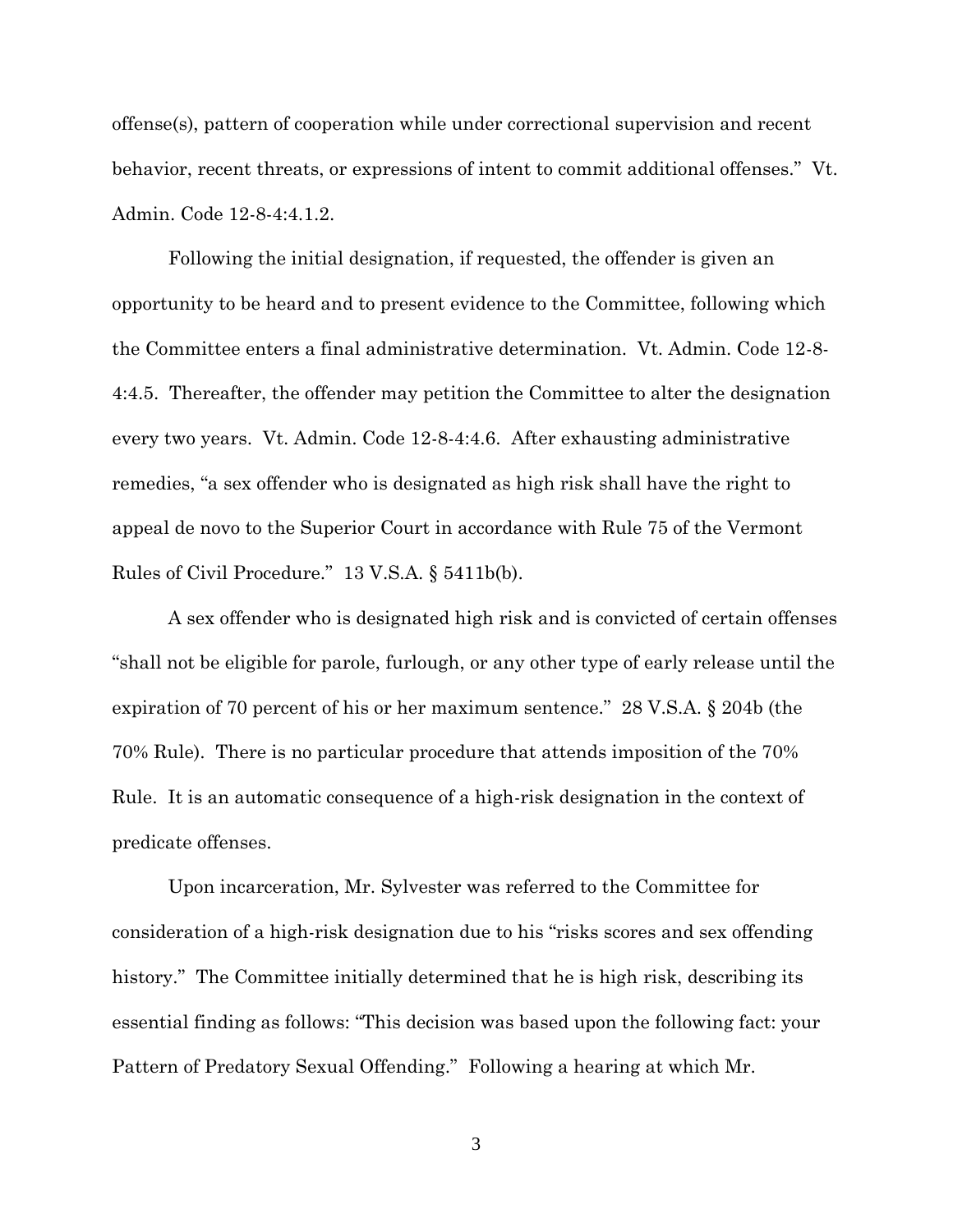offense(s), pattern of cooperation while under correctional supervision and recent behavior, recent threats, or expressions of intent to commit additional offenses." Vt. Admin. Code 12-8-4:4.1.2.

Following the initial designation, if requested, the offender is given an opportunity to be heard and to present evidence to the Committee, following which the Committee enters a final administrative determination. Vt. Admin. Code 12-8-4:4.5. Thereafter, the offender may petition the Committee to alter the designation every two years. Vt. Admin. Code 12-8-4:4.6. After exhausting administrative remedies, "a sex offender who is designated as high risk shall have the right to appeal de novo to the Superior Court in accordance with Rule 75 of the Vermont Rules of Civil Procedure." 13 V.S.A. § 5411b(b).

A sex offender who is designated high risk and is convicted of certain offenses "shall not be eligible for parole, furlough, or any other type of early release until the expiration of 70 percent of his or her maximum sentence." 28 V.S.A. § 204b (the 70% Rule). There is no particular procedure that attends imposition of the 70% Rule. It is an automatic consequence of a high-risk designation in the context of predicate offenses.

Upon incarceration, Mr. Sylvester was referred to the Committee for consideration of a high-risk designation due to his "risks scores and sex offending history." The Committee initially determined that he is high risk, describing its essential finding as follows: "This decision was based upon the following fact: your Pattern of Predatory Sexual Offending." Following a hearing at which Mr.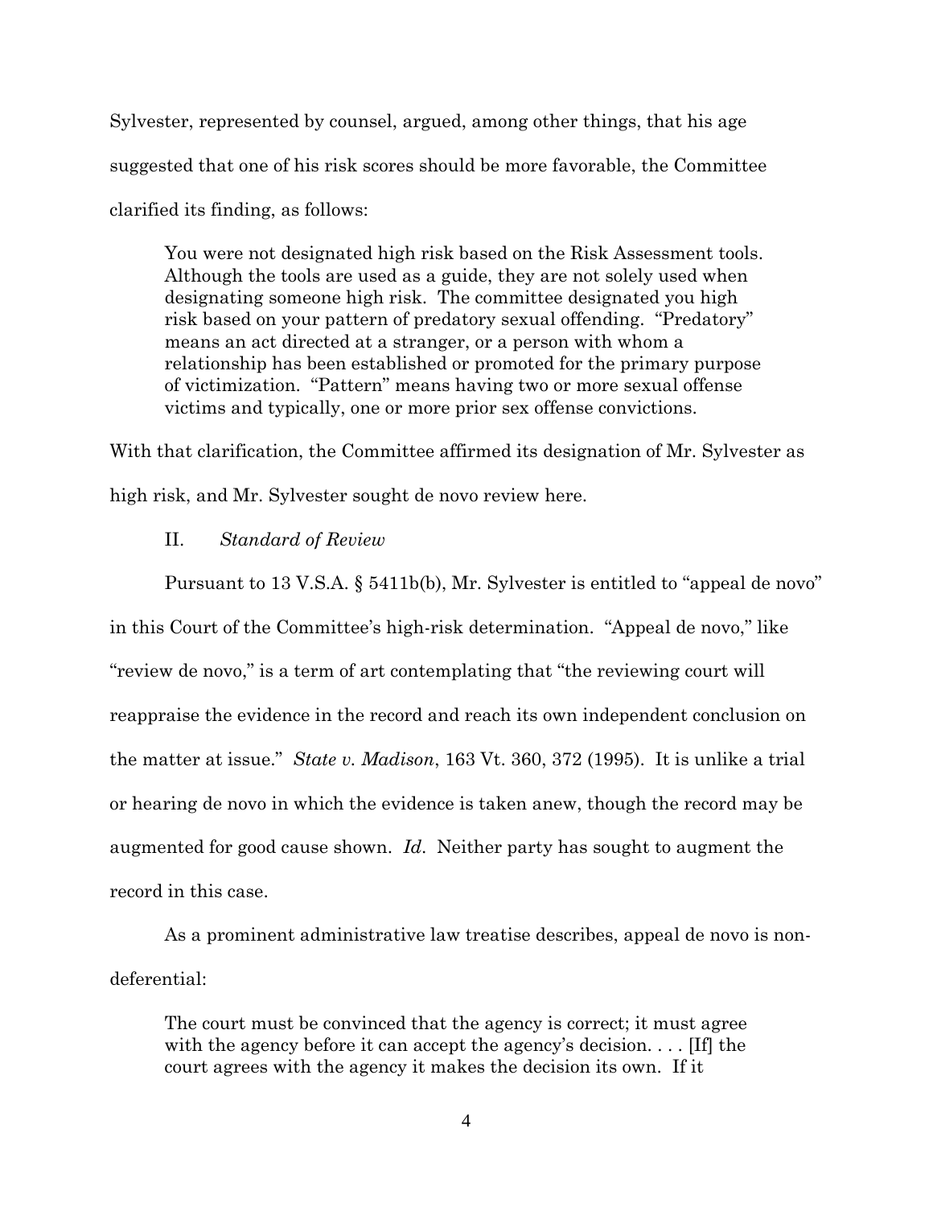Sylvester, represented by counsel, argued, among other things, that his age suggested that one of his risk scores should be more favorable, the Committee clarified its finding, as follows:

> You were not designated high risk based on the Risk Assessment tools. Although the tools are used as a guide, they are not solely used when designating someone high risk. The committee designated you high risk based on your pattern of predatory sexual offending. "Predatory" means an act directed at a stranger, or a person with whom a relationship has been established or promoted for the primary purpose of victimization. "Pattern" means having two or more sexual offense victims and typically, one or more prior sex offense convictions.

With that clarification, the Committee affirmed its designation of Mr. Sylvester as high risk, and Mr. Sylvester sought de novo review here.

## II. *Standard of Review*

Pursuant to 13 V.S.A. § 5411b(b), Mr. Sylvester is entitled to "appeal de novo" in this Court of the Committee's high-risk determination. "Appeal de novo," like "review de novo," is a term of art contemplating that "the reviewing court will reappraise the evidence in the record and reach its own independent conclusion on the matter at issue." *State v. Madison*, 163 Vt. 360, 372 (1995). It is unlike a trial or hearing de novo in which the evidence is taken anew, though the record may be augmented for good cause shown. *Id*. Neither party has sought to augment the record in this case.

As a prominent administrative law treatise describes, appeal de novo is non-deferential:

> The court must be convinced that the agency is correct; it must agree with the agency before it can accept the agency's decision. . . . [If] the court agrees with the agency it makes the decision its own. If it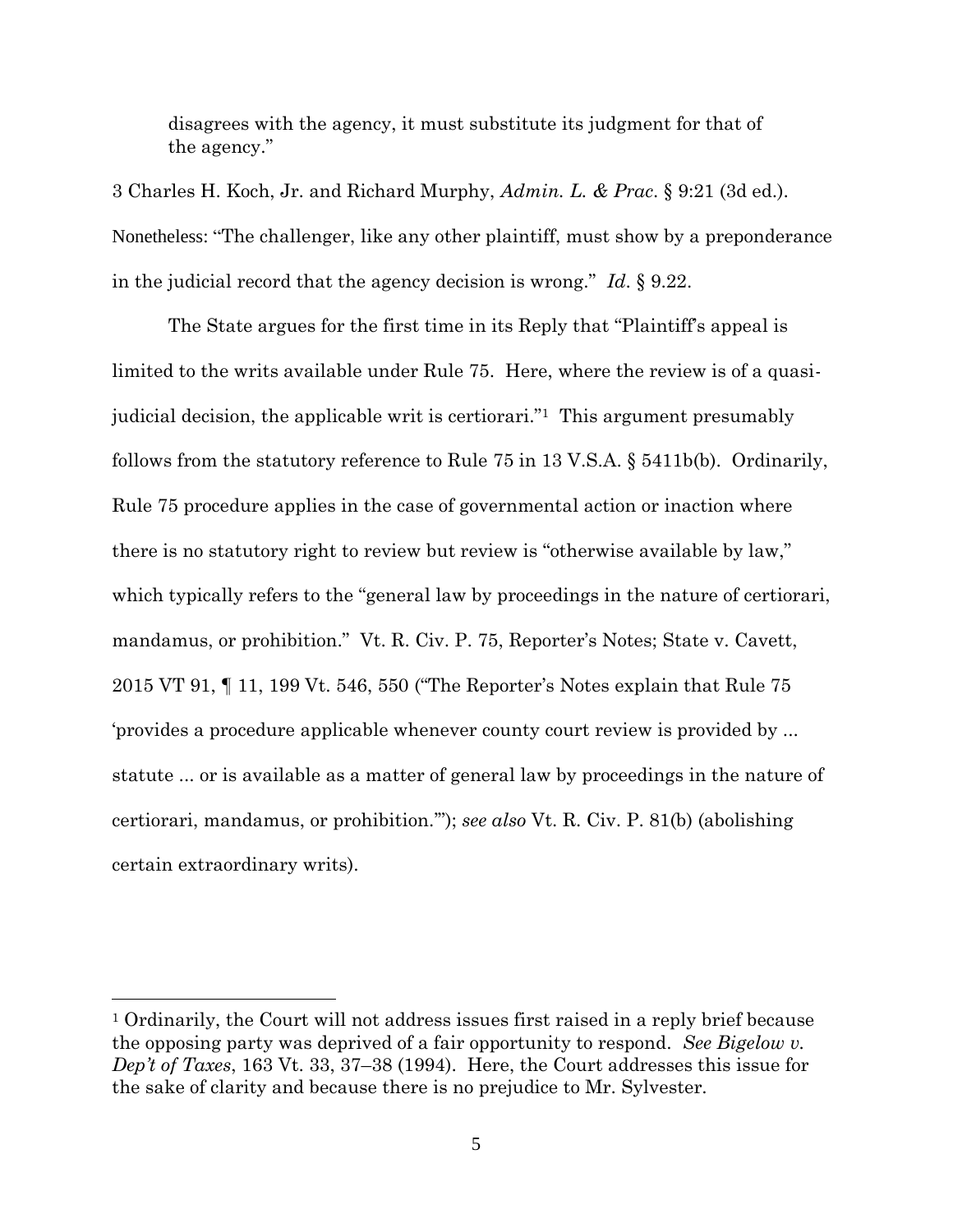disagrees with the agency, it must substitute its judgment for that of the agency."

3 Charles H. Koch, Jr. and Richard Murphy, *Admin. L. & Prac*. § 9:21 (3d ed.). Nonetheless: "The challenger, like any other plaintiff, must show by a preponderance in the judicial record that the agency decision is wrong." *Id*. § 9.22.

The State argues for the first time in its Reply that "Plaintiff's appeal is limited to the writs available under Rule 75. Here, where the review is of a quasi-judicial decision, the applicable writ is certiorari."[1] This argument presumably follows from the statutory reference to Rule 75 in 13 V.S.A. § 5411b(b). Ordinarily, Rule 75 procedure applies in the case of governmental action or inaction where there is no statutory right to review but review is "otherwise available by law," which typically refers to the "general law by proceedings in the nature of certiorari, mandamus, or prohibition." Vt. R. Civ. P. 75, Reporter's Notes; State v. Cavett, 2015 VT 91, ¶ 11, 199 Vt. 546, 550 ("The Reporter's Notes explain that Rule 75 'provides a procedure applicable whenever county court review is provided by ... statute ... or is available as a matter of general law by proceedings in the nature of certiorari, mandamus, or prohibition.'"); *see also* Vt. R. Civ. P. 81(b) (abolishing certain extraordinary writs).

[1] Ordinarily, the Court will not address issues first raised in a reply brief because the opposing party was deprived of a fair opportunity to respond. *See Bigelow v. Dep't of Taxes*, 163 Vt. 33, 37–38 (1994). Here, the Court addresses this issue for the sake of clarity and because there is no prejudice to Mr. Sylvester.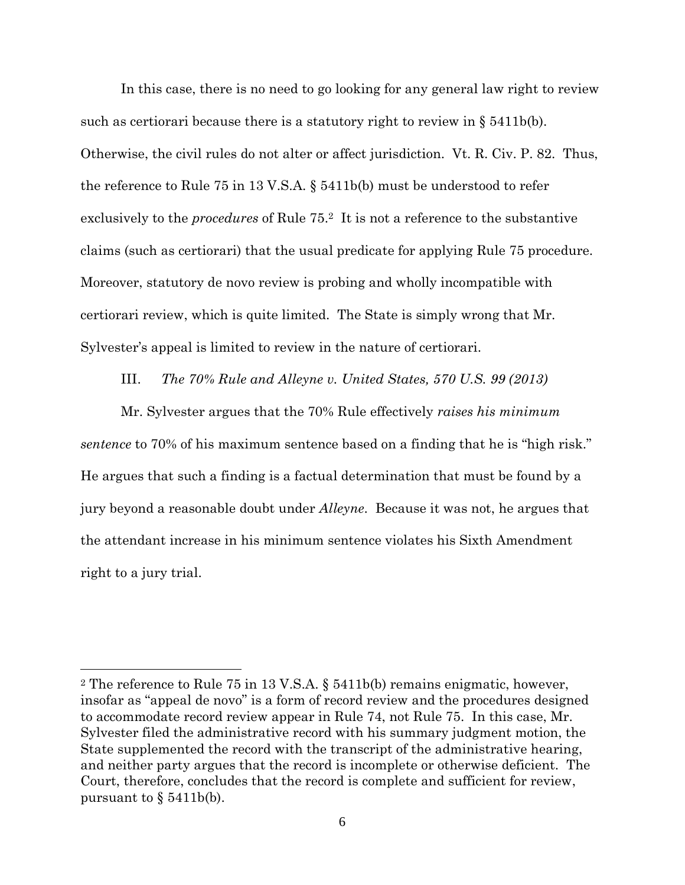In this case, there is no need to go looking for any general law right to review such as certiorari because there is a statutory right to review in § 5411b(b). Otherwise, the civil rules do not alter or affect jurisdiction. Vt. R. Civ. P. 82. Thus, the reference to Rule 75 in 13 V.S.A. § 5411b(b) must be understood to refer exclusively to the *procedures* of Rule 75.[2] It is not a reference to the substantive claims (such as certiorari) that the usual predicate for applying Rule 75 procedure. Moreover, statutory de novo review is probing and wholly incompatible with certiorari review, which is quite limited. The State is simply wrong that Mr. Sylvester's appeal is limited to review in the nature of certiorari.

III. *The 70% Rule and Alleyne v. United States, 570 U.S. 99 (2013)*

Mr. Sylvester argues that the 70% Rule effectively *raises his minimum sentence* to 70% of his maximum sentence based on a finding that he is "high risk." He argues that such a finding is a factual determination that must be found by a jury beyond a reasonable doubt under *Alleyne*. Because it was not, he argues that the attendant increase in his minimum sentence violates his Sixth Amendment right to a jury trial.

---

[2] The reference to Rule 75 in 13 V.S.A. § 5411b(b) remains enigmatic, however, insofar as "appeal de novo" is a form of record review and the procedures designed to accommodate record review appear in Rule 74, not Rule 75. In this case, Mr. Sylvester filed the administrative record with his summary judgment motion, the State supplemented the record with the transcript of the administrative hearing, and neither party argues that the record is incomplete or otherwise deficient. The Court, therefore, concludes that the record is complete and sufficient for review, pursuant to § 5411b(b).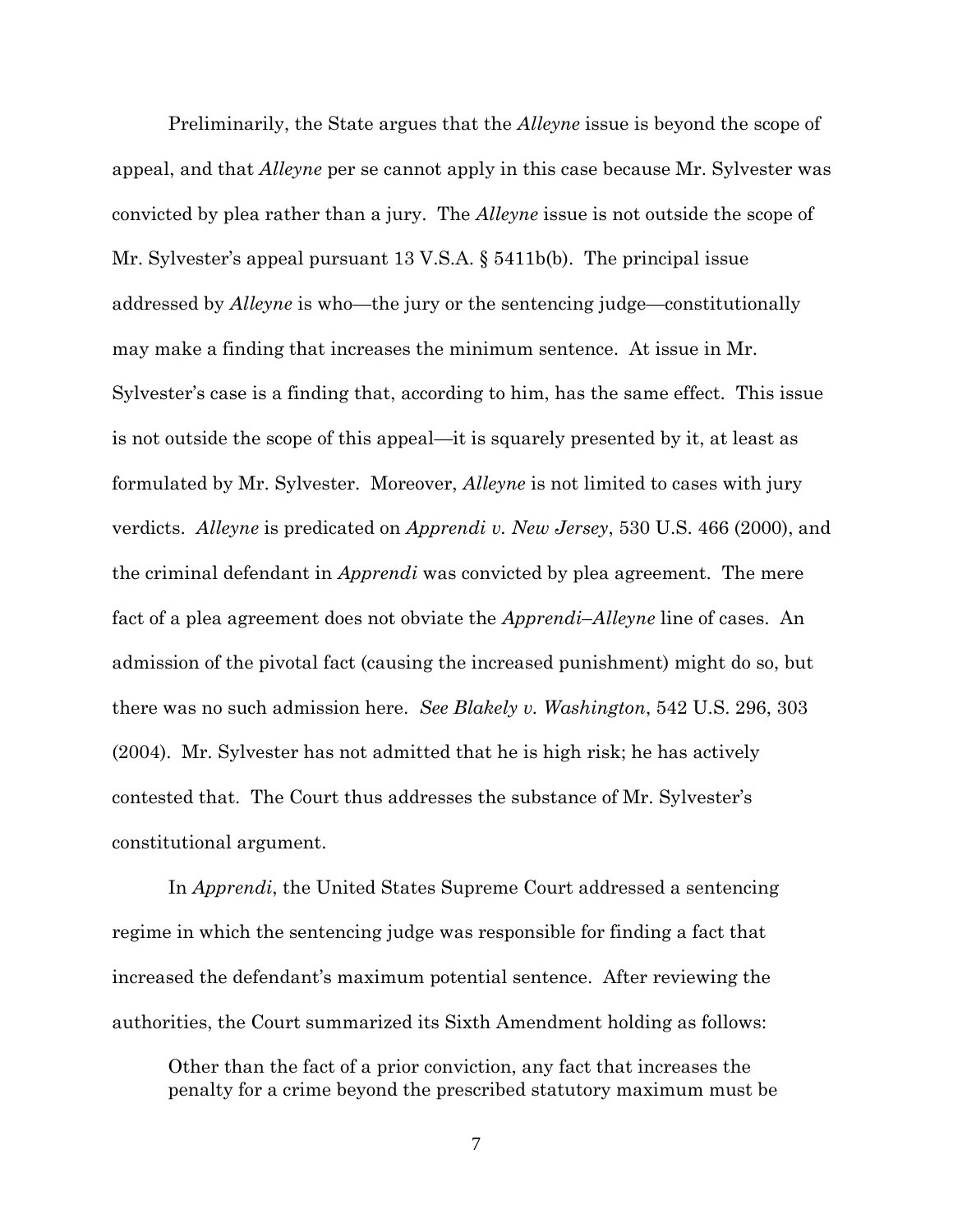Preliminarily, the State argues that the *Alleyne* issue is beyond the scope of appeal, and that *Alleyne* per se cannot apply in this case because Mr. Sylvester was convicted by plea rather than a jury. The *Alleyne* issue is not outside the scope of Mr. Sylvester's appeal pursuant 13 V.S.A. § 5411b(b). The principal issue addressed by *Alleyne* is who—the jury or the sentencing judge—constitutionally may make a finding that increases the minimum sentence. At issue in Mr. Sylvester's case is a finding that, according to him, has the same effect. This issue is not outside the scope of this appeal—it is squarely presented by it, at least as formulated by Mr. Sylvester. Moreover, *Alleyne* is not limited to cases with jury verdicts. *Alleyne* is predicated on *Apprendi v. New Jersey*, 530 U.S. 466 (2000), and the criminal defendant in *Apprendi* was convicted by plea agreement. The mere fact of a plea agreement does not obviate the *Apprendi*–*Alleyne* line of cases. An admission of the pivotal fact (causing the increased punishment) might do so, but there was no such admission here. *See Blakely v. Washington*, 542 U.S. 296, 303 (2004). Mr. Sylvester has not admitted that he is high risk; he has actively contested that. The Court thus addresses the substance of Mr. Sylvester's constitutional argument.

In *Apprendi*, the United States Supreme Court addressed a sentencing regime in which the sentencing judge was responsible for finding a fact that increased the defendant's maximum potential sentence. After reviewing the authorities, the Court summarized its Sixth Amendment holding as follows:

> Other than the fact of a prior conviction, any fact that increases the penalty for a crime beyond the prescribed statutory maximum must be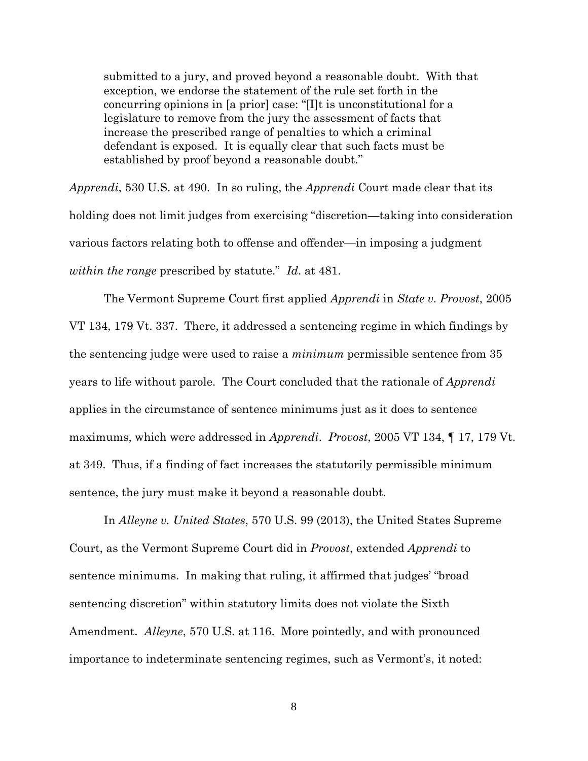> submitted to a jury, and proved beyond a reasonable doubt. With that exception, we endorse the statement of the rule set forth in the concurring opinions in [a prior] case: "[I]t is unconstitutional for a legislature to remove from the jury the assessment of facts that increase the prescribed range of penalties to which a criminal defendant is exposed. It is equally clear that such facts must be established by proof beyond a reasonable doubt."

*Apprendi*, 530 U.S. at 490. In so ruling, the *Apprendi* Court made clear that its holding does not limit judges from exercising "discretion—taking into consideration various factors relating both to offense and offender—in imposing a judgment *within the range* prescribed by statute." *Id*. at 481.

The Vermont Supreme Court first applied *Apprendi* in *State v. Provost*, 2005 VT 134, 179 Vt. 337. There, it addressed a sentencing regime in which findings by the sentencing judge were used to raise a *minimum* permissible sentence from 35 years to life without parole. The Court concluded that the rationale of *Apprendi* applies in the circumstance of sentence minimums just as it does to sentence maximums, which were addressed in *Apprendi*. *Provost*, 2005 VT 134, ¶ 17, 179 Vt. at 349. Thus, if a finding of fact increases the statutorily permissible minimum sentence, the jury must make it beyond a reasonable doubt.

In *Alleyne v. United States*, 570 U.S. 99 (2013), the United States Supreme Court, as the Vermont Supreme Court did in *Provost*, extended *Apprendi* to sentence minimums. In making that ruling, it affirmed that judges' "broad sentencing discretion" within statutory limits does not violate the Sixth Amendment. *Alleyne*, 570 U.S. at 116. More pointedly, and with pronounced importance to indeterminate sentencing regimes, such as Vermont's, it noted: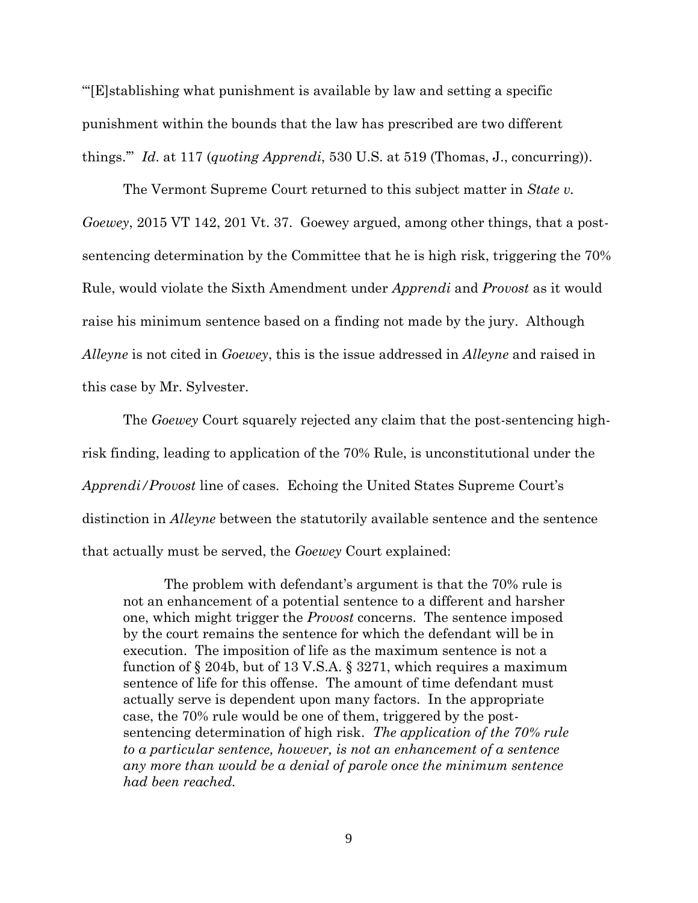"'[E]stablishing what punishment is available by law and setting a specific punishment within the bounds that the law has prescribed are two different things.'" *Id*. at 117 (*quoting Apprendi*, 530 U.S. at 519 (Thomas, J., concurring)).

The Vermont Supreme Court returned to this subject matter in *State v. Goewey*, 2015 VT 142, 201 Vt. 37. Goewey argued, among other things, that a post-sentencing determination by the Committee that he is high risk, triggering the 70% Rule, would violate the Sixth Amendment under *Apprendi* and *Provost* as it would raise his minimum sentence based on a finding not made by the jury. Although *Alleyne* is not cited in *Goewey*, this is the issue addressed in *Alleyne* and raised in this case by Mr. Sylvester.

The *Goewey* Court squarely rejected any claim that the post-sentencing high-risk finding, leading to application of the 70% Rule, is unconstitutional under the *Apprendi/Provost* line of cases. Echoing the United States Supreme Court's distinction in *Alleyne* between the statutorily available sentence and the sentence that actually must be served, the *Goewey* Court explained:

> The problem with defendant's argument is that the 70% rule is not an enhancement of a potential sentence to a different and harsher one, which might trigger the *Provost* concerns. The sentence imposed by the court remains the sentence for which the defendant will be in execution. The imposition of life as the maximum sentence is not a function of § 204b, but of 13 V.S.A. § 3271, which requires a maximum sentence of life for this offense. The amount of time defendant must actually serve is dependent upon many factors. In the appropriate case, the 70% rule would be one of them, triggered by the post-sentencing determination of high risk. *The application of the 70% rule to a particular sentence, however, is not an enhancement of a sentence any more than would be a denial of parole once the minimum sentence had been reached.*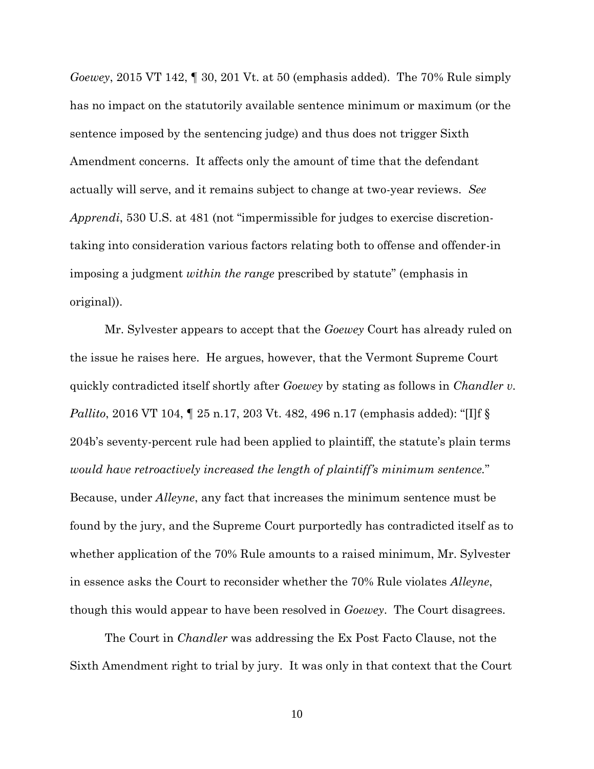*Goewey*, 2015 VT 142, ¶ 30, 201 Vt. at 50 (emphasis added). The 70% Rule simply has no impact on the statutorily available sentence minimum or maximum (or the sentence imposed by the sentencing judge) and thus does not trigger Sixth Amendment concerns. It affects only the amount of time that the defendant actually will serve, and it remains subject to change at two-year reviews. *See Apprendi*, 530 U.S. at 481 (not "impermissible for judges to exercise discretion-taking into consideration various factors relating both to offense and offender-in imposing a judgment *within the range* prescribed by statute" (emphasis in original)).

Mr. Sylvester appears to accept that the *Goewey* Court has already ruled on the issue he raises here. He argues, however, that the Vermont Supreme Court quickly contradicted itself shortly after *Goewey* by stating as follows in *Chandler v. Pallito*, 2016 VT 104, ¶ 25 n.17, 203 Vt. 482, 496 n.17 (emphasis added): "[I]f § 204b's seventy-percent rule had been applied to plaintiff, the statute's plain terms *would have retroactively increased the length of plaintiff's minimum sentence*." Because, under *Alleyne*, any fact that increases the minimum sentence must be found by the jury, and the Supreme Court purportedly has contradicted itself as to whether application of the 70% Rule amounts to a raised minimum, Mr. Sylvester in essence asks the Court to reconsider whether the 70% Rule violates *Alleyne*, though this would appear to have been resolved in *Goewey*. The Court disagrees.

The Court in *Chandler* was addressing the Ex Post Facto Clause, not the Sixth Amendment right to trial by jury. It was only in that context that the Court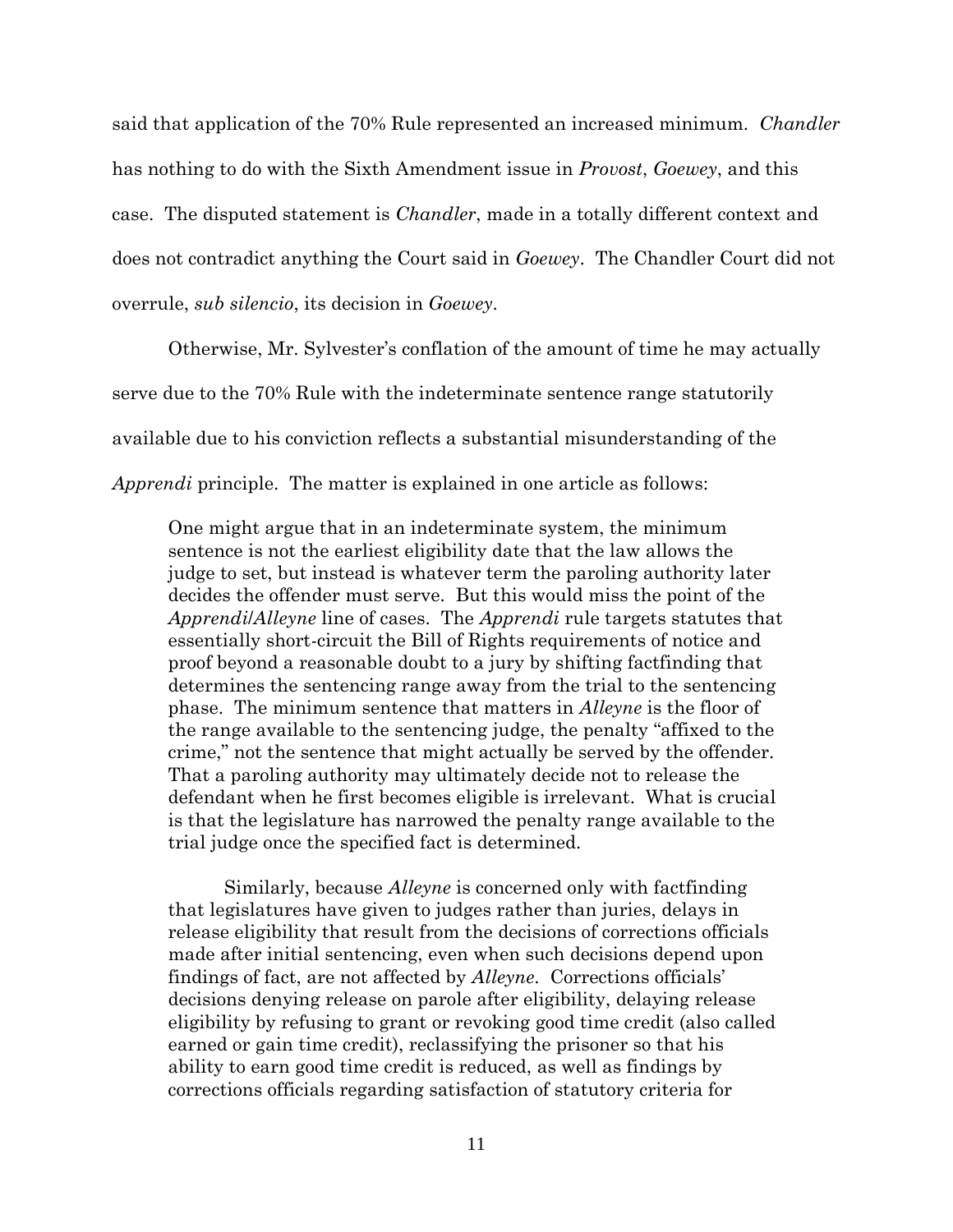said that application of the 70% Rule represented an increased minimum. *Chandler* has nothing to do with the Sixth Amendment issue in *Provost*, *Goewey*, and this case. The disputed statement is *Chandler*, made in a totally different context and does not contradict anything the Court said in *Goewey*. The Chandler Court did not overrule, *sub silencio*, its decision in *Goewey*.

Otherwise, Mr. Sylvester's conflation of the amount of time he may actually serve due to the 70% Rule with the indeterminate sentence range statutorily available due to his conviction reflects a substantial misunderstanding of the *Apprendi* principle. The matter is explained in one article as follows:

> One might argue that in an indeterminate system, the minimum sentence is not the earliest eligibility date that the law allows the judge to set, but instead is whatever term the paroling authority later decides the offender must serve. But this would miss the point of the *Apprendi*/*Alleyne* line of cases. The *Apprendi* rule targets statutes that essentially short-circuit the Bill of Rights requirements of notice and proof beyond a reasonable doubt to a jury by shifting factfinding that determines the sentencing range away from the trial to the sentencing phase. The minimum sentence that matters in *Alleyne* is the floor of the range available to the sentencing judge, the penalty "affixed to the crime," not the sentence that might actually be served by the offender. That a paroling authority may ultimately decide not to release the defendant when he first becomes eligible is irrelevant. What is crucial is that the legislature has narrowed the penalty range available to the trial judge once the specified fact is determined.
>
> Similarly, because *Alleyne* is concerned only with factfinding that legislatures have given to judges rather than juries, delays in release eligibility that result from the decisions of corrections officials made after initial sentencing, even when such decisions depend upon findings of fact, are not affected by *Alleyne*. Corrections officials' decisions denying release on parole after eligibility, delaying release eligibility by refusing to grant or revoking good time credit (also called earned or gain time credit), reclassifying the prisoner so that his ability to earn good time credit is reduced, as well as findings by corrections officials regarding satisfaction of statutory criteria for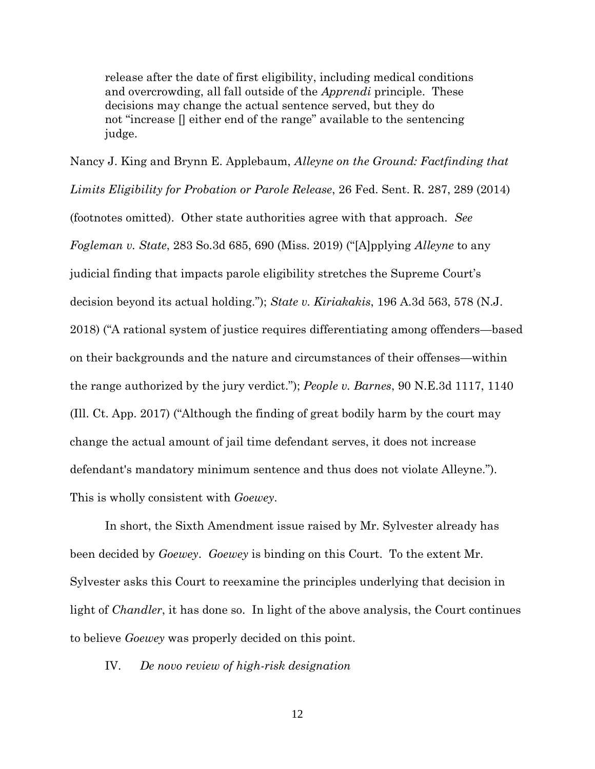> release after the date of first eligibility, including medical conditions and overcrowding, all fall outside of the *Apprendi* principle. These decisions may change the actual sentence served, but they do not "increase [] either end of the range" available to the sentencing judge.

Nancy J. King and Brynn E. Applebaum, *Alleyne on the Ground: Factfinding that Limits Eligibility for Probation or Parole Release*, 26 Fed. Sent. R. 287, 289 (2014) (footnotes omitted). Other state authorities agree with that approach. *See Fogleman v. State*, 283 So.3d 685, 690 (Miss. 2019) ("[A]pplying *Alleyne* to any judicial finding that impacts parole eligibility stretches the Supreme Court's decision beyond its actual holding."); *State v. Kiriakakis*, 196 A.3d 563, 578 (N.J. 2018) ("A rational system of justice requires differentiating among offenders—based on their backgrounds and the nature and circumstances of their offenses—within the range authorized by the jury verdict."); *People v. Barnes*, 90 N.E.3d 1117, 1140 (Ill. Ct. App. 2017) ("Although the finding of great bodily harm by the court may change the actual amount of jail time defendant serves, it does not increase defendant's mandatory minimum sentence and thus does not violate Alleyne."). This is wholly consistent with *Goewey*.

In short, the Sixth Amendment issue raised by Mr. Sylvester already has been decided by *Goewey*. *Goewey* is binding on this Court. To the extent Mr. Sylvester asks this Court to reexamine the principles underlying that decision in light of *Chandler*, it has done so. In light of the above analysis, the Court continues to believe *Goewey* was properly decided on this point.

## IV. *De novo review of high-risk designation*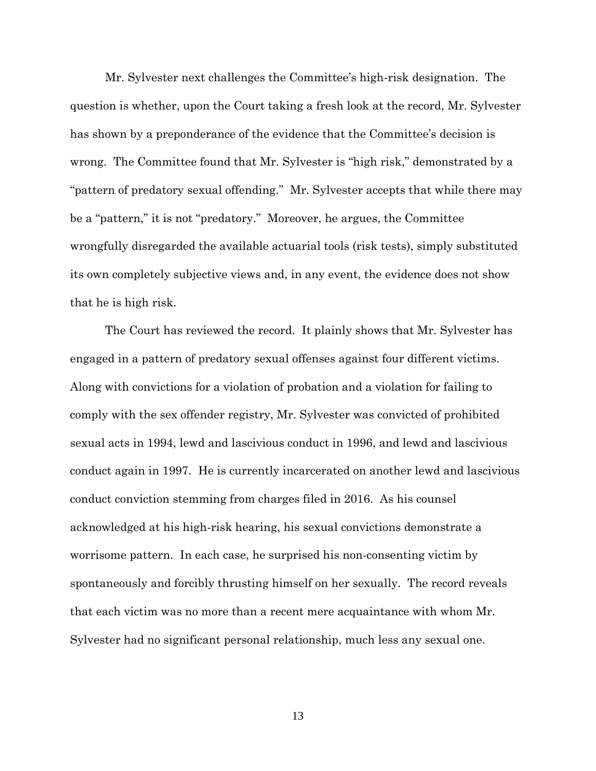Mr. Sylvester next challenges the Committee's high-risk designation. The question is whether, upon the Court taking a fresh look at the record, Mr. Sylvester has shown by a preponderance of the evidence that the Committee's decision is wrong. The Committee found that Mr. Sylvester is "high risk," demonstrated by a "pattern of predatory sexual offending." Mr. Sylvester accepts that while there may be a "pattern," it is not "predatory." Moreover, he argues, the Committee wrongfully disregarded the available actuarial tools (risk tests), simply substituted its own completely subjective views and, in any event, the evidence does not show that he is high risk.

The Court has reviewed the record. It plainly shows that Mr. Sylvester has engaged in a pattern of predatory sexual offenses against four different victims. Along with convictions for a violation of probation and a violation for failing to comply with the sex offender registry, Mr. Sylvester was convicted of prohibited sexual acts in 1994, lewd and lascivious conduct in 1996, and lewd and lascivious conduct again in 1997. He is currently incarcerated on another lewd and lascivious conduct conviction stemming from charges filed in 2016. As his counsel acknowledged at his high-risk hearing, his sexual convictions demonstrate a worrisome pattern. In each case, he surprised his non-consenting victim by spontaneously and forcibly thrusting himself on her sexually. The record reveals that each victim was no more than a recent mere acquaintance with whom Mr. Sylvester had no significant personal relationship, much less any sexual one.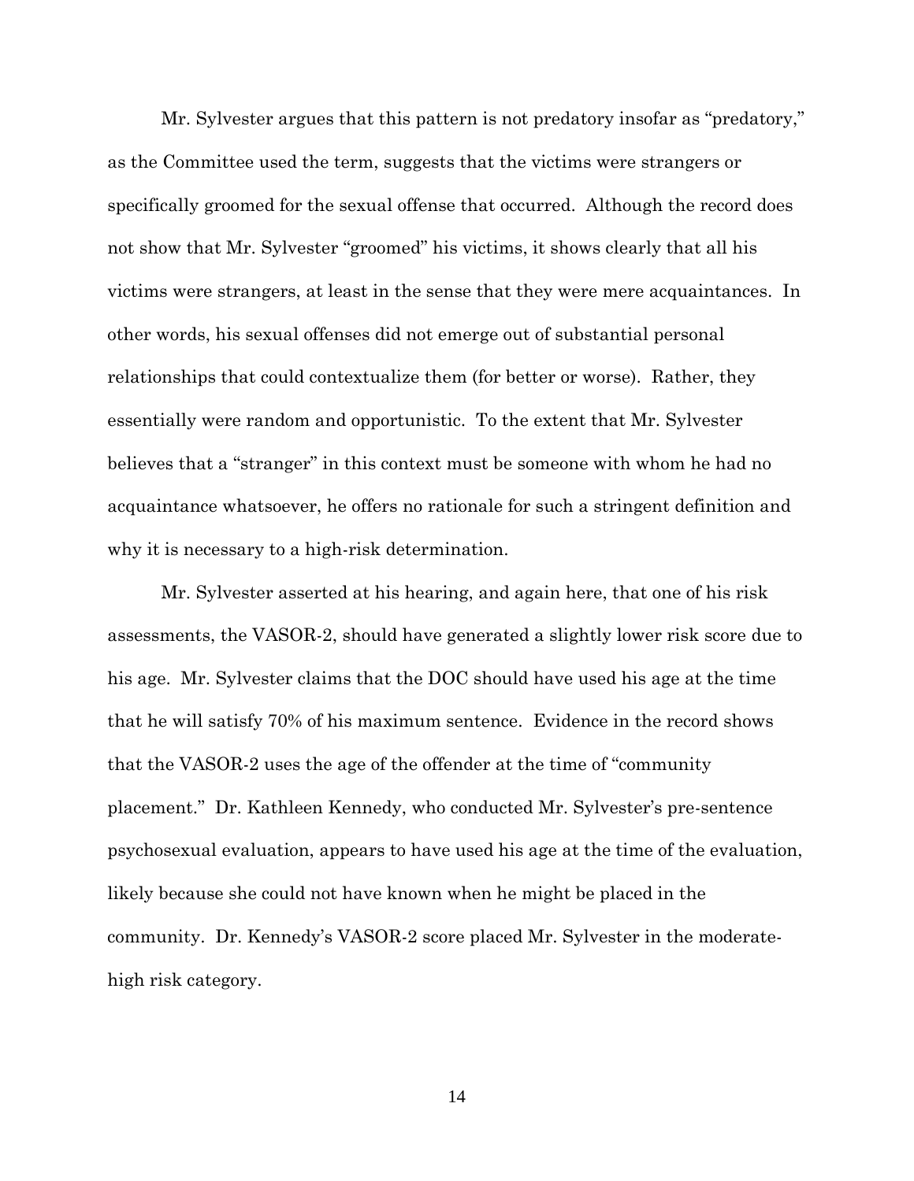Mr. Sylvester argues that this pattern is not predatory insofar as "predatory," as the Committee used the term, suggests that the victims were strangers or specifically groomed for the sexual offense that occurred. Although the record does not show that Mr. Sylvester "groomed" his victims, it shows clearly that all his victims were strangers, at least in the sense that they were mere acquaintances. In other words, his sexual offenses did not emerge out of substantial personal relationships that could contextualize them (for better or worse). Rather, they essentially were random and opportunistic. To the extent that Mr. Sylvester believes that a "stranger" in this context must be someone with whom he had no acquaintance whatsoever, he offers no rationale for such a stringent definition and why it is necessary to a high-risk determination.

Mr. Sylvester asserted at his hearing, and again here, that one of his risk assessments, the VASOR-2, should have generated a slightly lower risk score due to his age. Mr. Sylvester claims that the DOC should have used his age at the time that he will satisfy 70% of his maximum sentence. Evidence in the record shows that the VASOR-2 uses the age of the offender at the time of "community placement." Dr. Kathleen Kennedy, who conducted Mr. Sylvester's pre-sentence psychosexual evaluation, appears to have used his age at the time of the evaluation, likely because she could not have known when he might be placed in the community. Dr. Kennedy's VASOR-2 score placed Mr. Sylvester in the moderate-high risk category.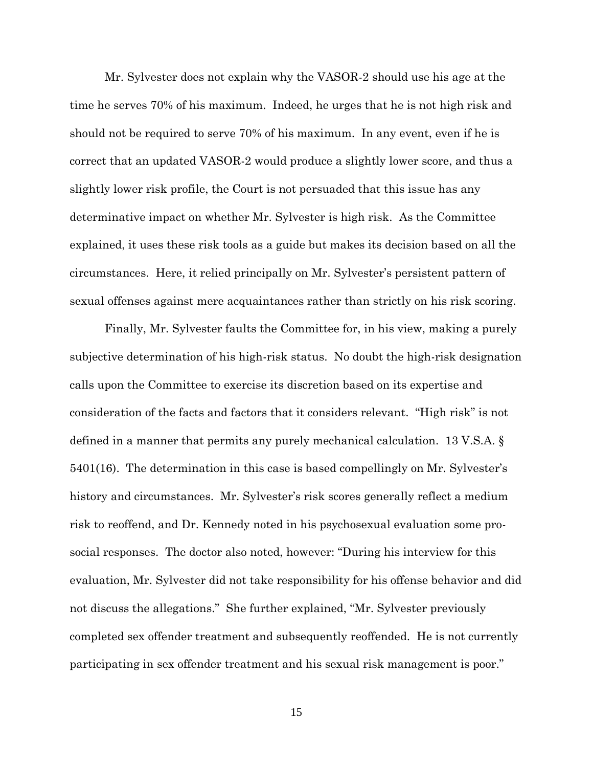Mr. Sylvester does not explain why the VASOR-2 should use his age at the time he serves 70% of his maximum. Indeed, he urges that he is not high risk and should not be required to serve 70% of his maximum. In any event, even if he is correct that an updated VASOR-2 would produce a slightly lower score, and thus a slightly lower risk profile, the Court is not persuaded that this issue has any determinative impact on whether Mr. Sylvester is high risk. As the Committee explained, it uses these risk tools as a guide but makes its decision based on all the circumstances. Here, it relied principally on Mr. Sylvester's persistent pattern of sexual offenses against mere acquaintances rather than strictly on his risk scoring.

Finally, Mr. Sylvester faults the Committee for, in his view, making a purely subjective determination of his high-risk status. No doubt the high-risk designation calls upon the Committee to exercise its discretion based on its expertise and consideration of the facts and factors that it considers relevant. "High risk" is not defined in a manner that permits any purely mechanical calculation. 13 V.S.A. § 5401(16). The determination in this case is based compellingly on Mr. Sylvester's history and circumstances. Mr. Sylvester's risk scores generally reflect a medium risk to reoffend, and Dr. Kennedy noted in his psychosexual evaluation some pro-social responses. The doctor also noted, however: "During his interview for this evaluation, Mr. Sylvester did not take responsibility for his offense behavior and did not discuss the allegations." She further explained, "Mr. Sylvester previously completed sex offender treatment and subsequently reoffended. He is not currently participating in sex offender treatment and his sexual risk management is poor."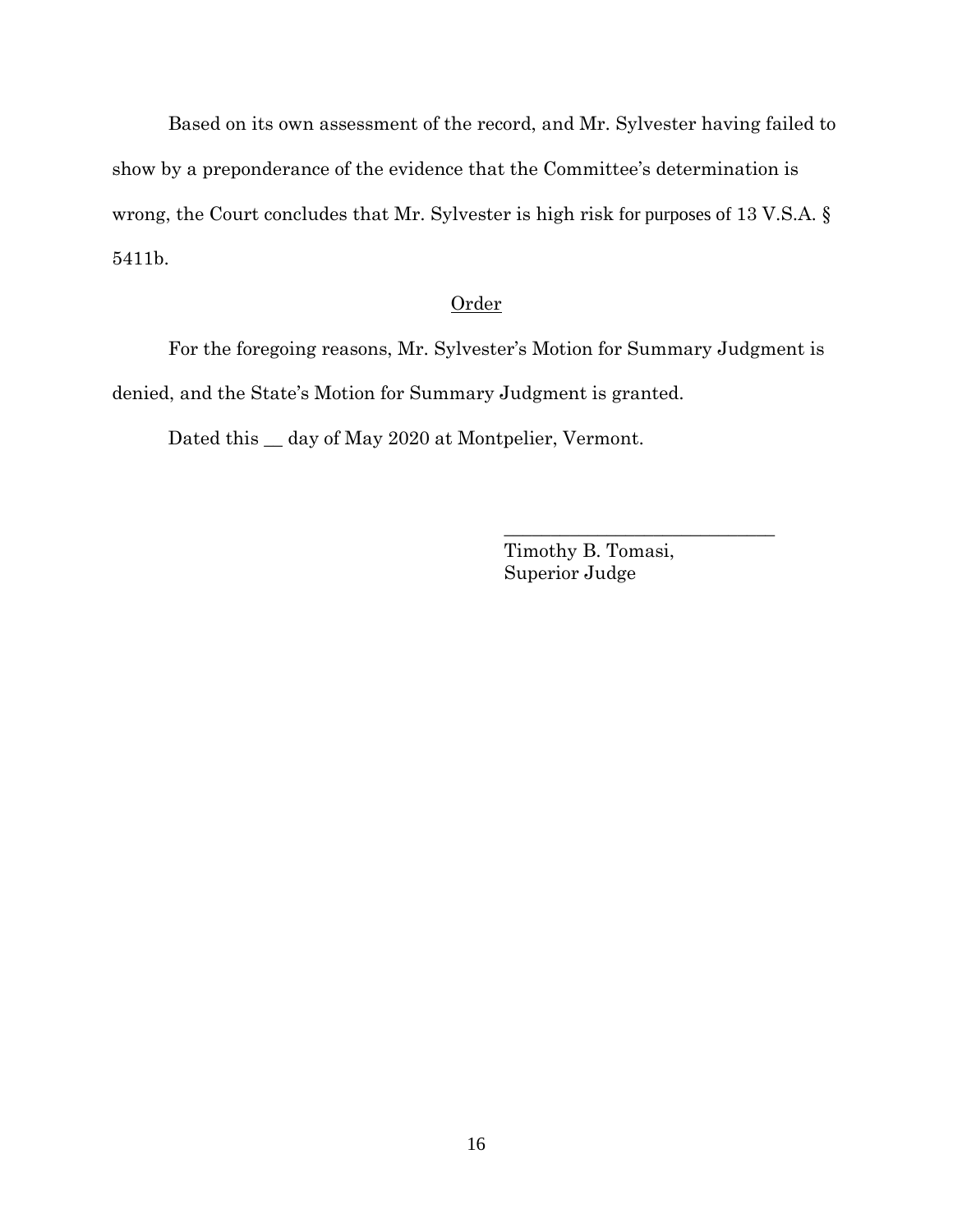Based on its own assessment of the record, and Mr. Sylvester having failed to show by a preponderance of the evidence that the Committee's determination is wrong, the Court concludes that Mr. Sylvester is high risk for purposes of 13 V.S.A. § 5411b.

Order

For the foregoing reasons, Mr. Sylvester's Motion for Summary Judgment is denied, and the State's Motion for Summary Judgment is granted.

Dated this __ day of May 2020 at Montpelier, Vermont.

______________________________
Timothy B. Tomasi,
Superior Judge